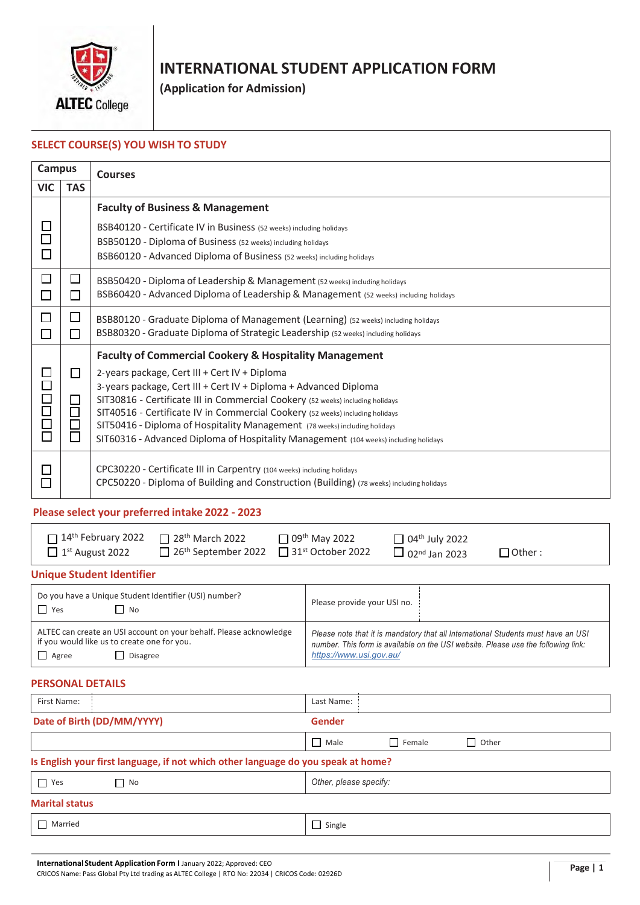ALTEC College

# INTERNATIONAL STUDENT APPLICATION FORM

**(Application for Admission)**

## SELECT COURSE(S) YOU WISH TO STUDY

| Campus | | Courses |
|---|---|---|
| VIC | TAS | |
| | | **Faculty of Business & Management** |
| ☐ | | BSB40120 - Certificate IV in Business (52 weeks) including holidays |
| ☐ | | BSB50120 - Diploma of Business (52 weeks) including holidays |
| ☐ | | BSB60120 - Advanced Diploma of Business (52 weeks) including holidays |
| ☐ | ☐ | BSB50420 - Diploma of Leadership & Management (52 weeks) including holidays |
| ☐ | ☐ | BSB60420 - Advanced Diploma of Leadership & Management (52 weeks) including holidays |
| ☐ | ☐ | BSB80120 - Graduate Diploma of Management (Learning) (52 weeks) including holidays |
| ☐ | ☐ | BSB80320 - Graduate Diploma of Strategic Leadership (52 weeks) including holidays |
| | | **Faculty of Commercial Cookery & Hospitality Management** |
| ☐ | ☐ | 2-years package, Cert III + Cert IV + Diploma |
| ☐ | | 3-years package, Cert III + Cert IV + Diploma + Advanced Diploma |
| ☐ | ☐ | SIT30816 - Certificate III in Commercial Cookery (52 weeks) including holidays |
| ☐ | ☐ | SIT40516 - Certificate IV in Commercial Cookery (52 weeks) including holidays |
| ☐ | ☐ | SIT50416 - Diploma of Hospitality Management (78 weeks) including holidays |
| ☐ | ☐ | SIT60316 - Advanced Diploma of Hospitality Management (104 weeks) including holidays |
| ☐ | | CPC30220 - Certificate III in Carpentry (104 weeks) including holidays |
| ☐ | | CPC50220 - Diploma of Building and Construction (Building) (78 weeks) including holidays |

## Please select your preferred intake 2022 - 2023

| | | | | |
|---|---|---|---|---|
| ☐ 14th February 2022 | ☐ 28th March 2022 | ☐ 09th May 2022 | ☐ 04th July 2022 | |
| ☐ 1st August 2022 | ☐ 26th September 2022 | ☐ 31st October 2022 | ☐ 02nd Jan 2023 | ☐ Other : |

## Unique Student Identifier

| | |
|---|---|
| Do you have a Unique Student Identifier (USI) number?<br>☐ Yes ☐ No | Please provide your USI no. |
| ALTEC can create an USI account on your behalf. Please acknowledge if you would like us to create one for you.<br>☐ Agree ☐ Disagree | *Please note that it is mandatory that all International Students must have an USI number. This form is available on the USI website. Please use the following link: https://www.usi.gov.au/* |

## PERSONAL DETAILS

| | |
|---|---|
| First Name: | Last Name: |
| **Date of Birth (DD/MM/YYYY)** | **Gender** |
| | ☐ Male ☐ Female ☐ Other |

**Is English your first language, if not which other language do you speak at home?**

| | |
|---|---|
| ☐ Yes ☐ No | *Other, please specify:* |

**Marital status**

| | |
|---|---|
| ☐ Married | ☐ Single |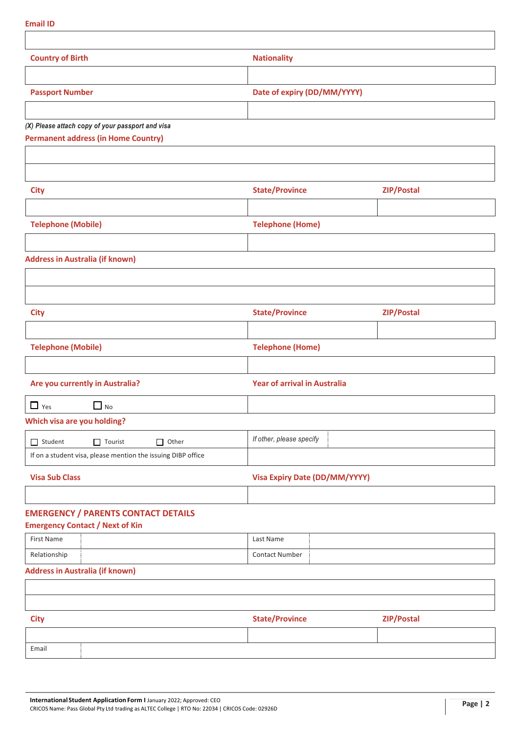**Email ID**

| |
|---|
| |

| Country of Birth | Nationality |
|---|---|
| | |

| Passport Number | Date of expiry (DD/MM/YYYY) |
|---|---|
| | |

*(X) Please attach copy of your passport and visa*

**Permanent address (in Home Country)**

| |
|---|
| |
| |

| City | State/Province | ZIP/Postal |
|---|---|---|
| | | |

| Telephone (Mobile) | Telephone (Home) |
|---|---|
| | |

**Address in Australia (if known)**

| |
|---|
| |
| |

| City | State/Province | ZIP/Postal |
|---|---|---|
| | | |

| Telephone (Mobile) | Telephone (Home) |
|---|---|
| | |

| Are you currently in Australia? | Year of arrival in Australia |
|---|---|
| ☐ Yes ☐ No | |

**Which visa are you holding?**

| | | |
|---|---|---|
| ☐ Student ☐ Tourist ☐ Other | *If other, please specify* | |
| If on a student visa, please mention the issuing DIBP office | | |

| Visa Sub Class | Visa Expiry Date (DD/MM/YYYY) |
|---|---|
| | |

## EMERGENCY / PARENTS CONTACT DETAILS

**Emergency Contact / Next of Kin**

| | | | |
|---|---|---|---|
| First Name | | Last Name | |
| Relationship | | Contact Number | |

**Address in Australia (if known)**

| |
|---|
| |
| |

| City | State/Province | ZIP/Postal |
|---|---|---|
| | | |
| Email | | |

**International Student Application Form I** January 2022; Approved: CEO
CRICOS Name: Pass Global Pty Ltd trading as ALTEC College | RTO No: 22034 | CRICOS Code: 02926D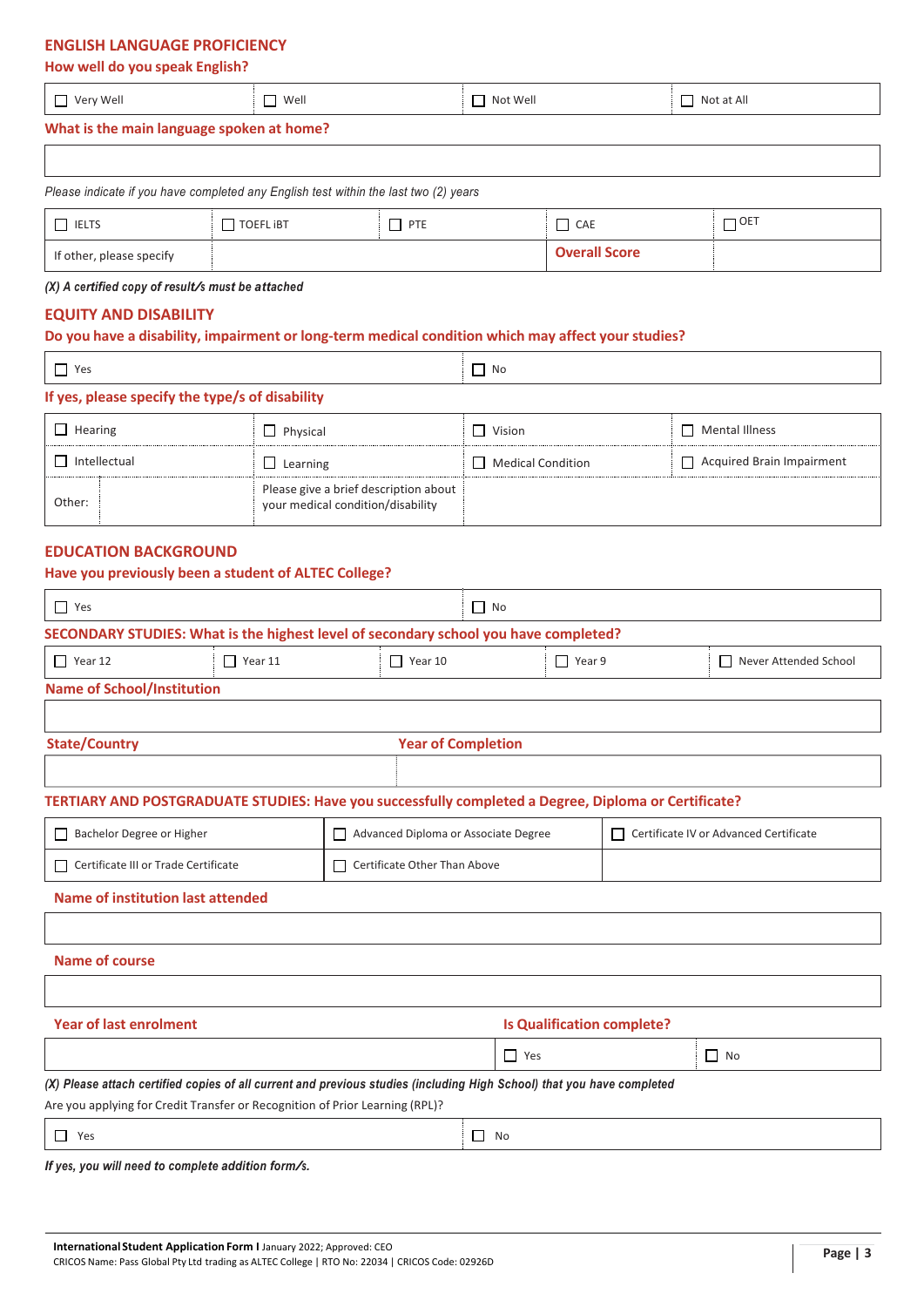## ENGLISH LANGUAGE PROFICIENCY

### How well do you speak English?

| ☐ Very Well | ☐ Well | ☐ Not Well | ☐ Not at All |
|---|---|---|---|

### What is the main language spoken at home?

| |
|---|
| |

*Please indicate if you have completed any English test within the last two (2) years*

| ☐ IELTS | ☐ TOEFL iBT | ☐ PTE | ☐ CAE | ☐ OET |
|---|---|---|---|---|
| If other, please specify | | | **Overall Score** | |

***(X) A certified copy of result/s must be attached***

## EQUITY AND DISABILITY

### Do you have a disability, impairment or long-term medical condition which may affect your studies?

| ☐ Yes | ☐ No |
|---|---|

### If yes, please specify the type/s of disability

| ☐ Hearing | ☐ Physical | ☐ Vision | ☐ Mental Illness |
|---|---|---|---|
| ☐ Intellectual | ☐ Learning | ☐ Medical Condition | ☐ Acquired Brain Impairment |
| Other: | Please give a brief description about your medical condition/disability | | |

## EDUCATION BACKGROUND

### Have you previously been a student of ALTEC College?

| ☐ Yes | ☐ No |
|---|---|

### SECONDARY STUDIES: What is the highest level of secondary school you have completed?

| ☐ Year 12 | ☐ Year 11 | ☐ Year 10 | ☐ Year 9 | ☐ Never Attended School |
|---|---|---|---|---|

### Name of School/Institution

| |
|---|
| |

| **State/Country** | **Year of Completion** |
|---|---|
| | |

### TERTIARY AND POSTGRADUATE STUDIES: Have you successfully completed a Degree, Diploma or Certificate?

| ☐ Bachelor Degree or Higher | ☐ Advanced Diploma or Associate Degree | ☐ Certificate IV or Advanced Certificate |
|---|---|---|
| ☐ Certificate III or Trade Certificate | ☐ Certificate Other Than Above | |

### Name of institution last attended

| |
|---|
| |

### Name of course

| |
|---|
| |

| **Year of last enrolment** | **Is Qualification complete?** | |
|---|---|---|
| | ☐ Yes | ☐ No |

***(X) Please attach certified copies of all current and previous studies (including High School) that you have completed***

Are you applying for Credit Transfer or Recognition of Prior Learning (RPL)?

| ☐ Yes | ☐ No |
|---|---|

***If yes, you will need to complete addition form/s.***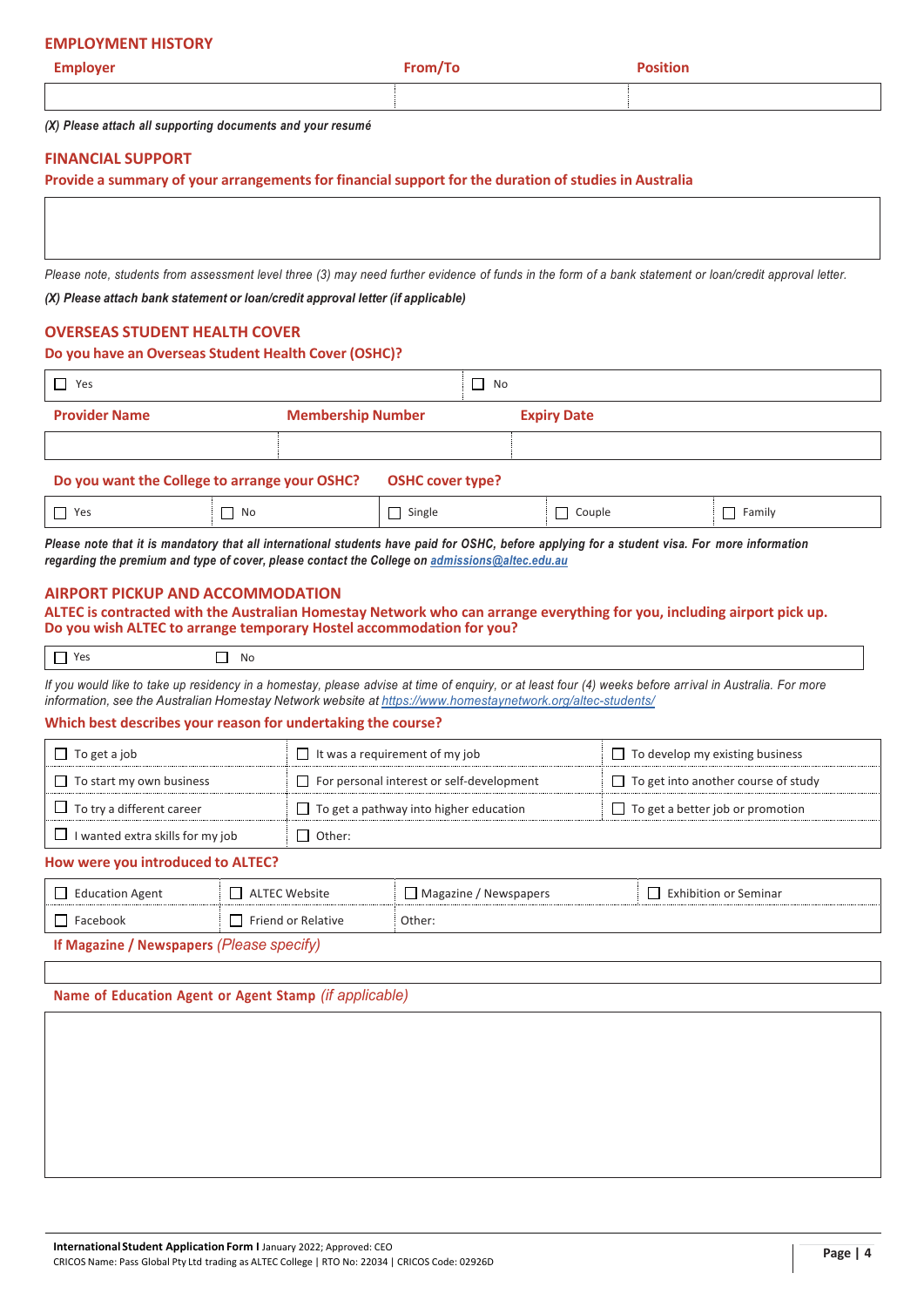## EMPLOYMENT HISTORY

| Employer | From/To | Position |
|---|---|---|
| | | |

***(X) Please attach all supporting documents and your resumé***

## FINANCIAL SUPPORT

**Provide a summary of your arrangements for financial support for the duration of studies in Australia**

| |
|---|
| |

*Please note, students from assessment level three (3) may need further evidence of funds in the form of a bank statement or loan/credit approval letter.*

***(X) Please attach bank statement or loan/credit approval letter (if applicable)***

## OVERSEAS STUDENT HEALTH COVER

**Do you have an Overseas Student Health Cover (OSHC)?**

| ☐ Yes | ☐ No |
|---|---|

| Provider Name | Membership Number | Expiry Date |
|---|---|---|
| | | |

| Do you want the College to arrange your OSHC? | | OSHC cover type? | | |
|---|---|---|---|---|
| ☐ Yes | ☐ No | ☐ Single | ☐ Couple | ☐ Family |

***Please note that it is mandatory that all international students have paid for OSHC, before applying for a student visa. For more information regarding the premium and type of cover, please contact the College on admissions@altec.edu.au***

## AIRPORT PICKUP AND ACCOMMODATION

**ALTEC is contracted with the Australian Homestay Network who can arrange everything for you, including airport pick up.**
**Do you wish ALTEC to arrange temporary Hostel accommodation for you?**

| ☐ Yes | ☐ No |
|---|---|

*If you would like to take up residency in a homestay, please advise at time of enquiry, or at least four (4) weeks before arrival in Australia. For more information, see the Australian Homestay Network website at https://www.homestaynetwork.org/altec-students/*

**Which best describes your reason for undertaking the course?**

| | | |
|---|---|---|
| ☐ To get a job | ☐ It was a requirement of my job | ☐ To develop my existing business |
| ☐ To start my own business | ☐ For personal interest or self-development | ☐ To get into another course of study |
| ☐ To try a different career | ☐ To get a pathway into higher education | ☐ To get a better job or promotion |
| ☐ I wanted extra skills for my job | ☐ Other: | |

**How were you introduced to ALTEC?**

| | | | |
|---|---|---|---|
| ☐ Education Agent | ☐ ALTEC Website | ☐ Magazine / Newspapers | ☐ Exhibition or Seminar |
| ☐ Facebook | ☐ Friend or Relative | Other: | |

**If Magazine / Newspapers** *(Please specify)*

| |
|---|
| |

**Name of Education Agent or Agent Stamp** *(if applicable)*

| |
|---|
| |

**International Student Application Form I** January 2022; Approved: CEO
CRICOS Name: Pass Global Pty Ltd trading as ALTEC College | RTO No: 22034 | CRICOS Code: 02926D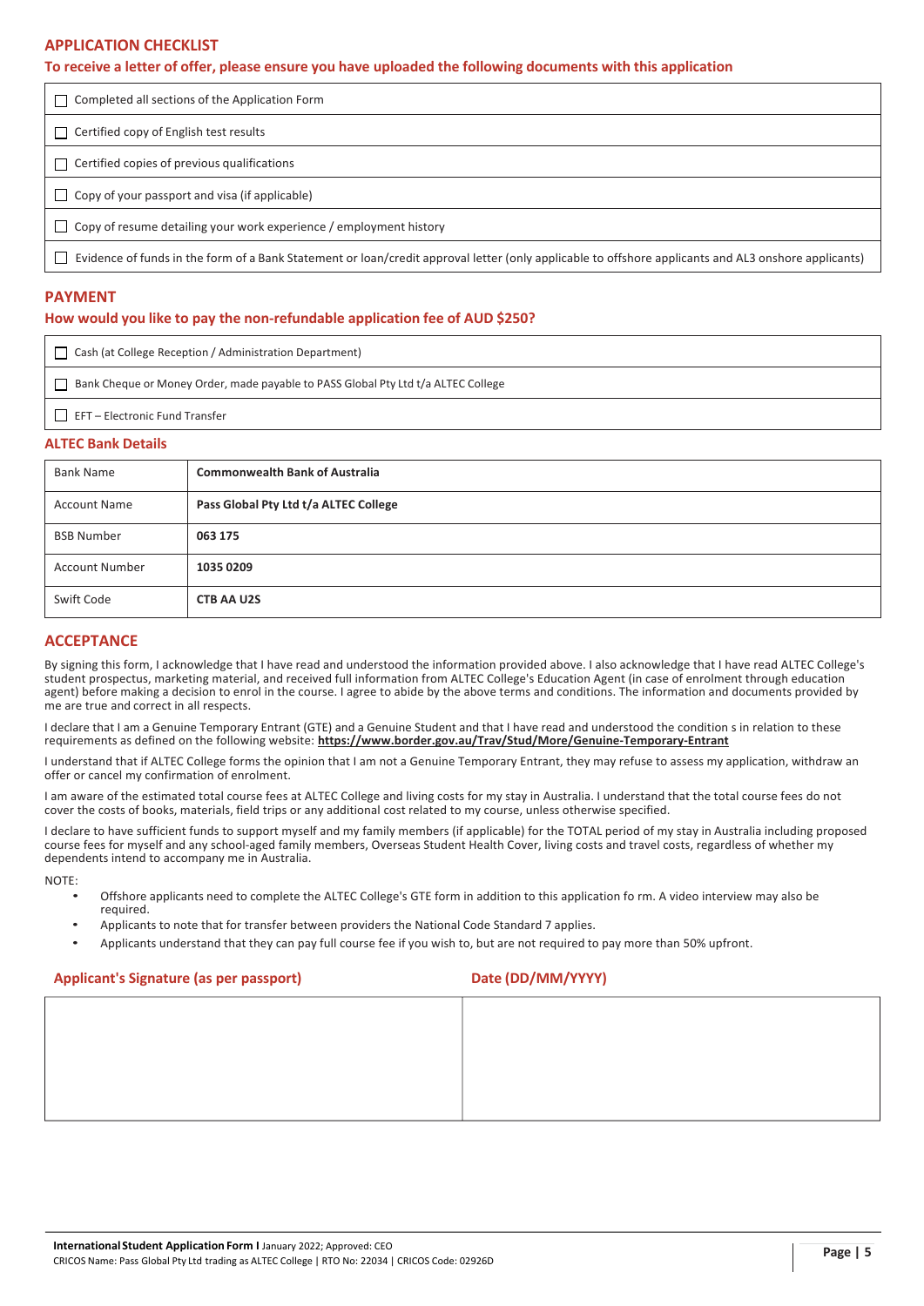## APPLICATION CHECKLIST

### To receive a letter of offer, please ensure you have uploaded the following documents with this application

- ☐ Completed all sections of the Application Form
- ☐ Certified copy of English test results
- ☐ Certified copies of previous qualifications
- ☐ Copy of your passport and visa (if applicable)
- ☐ Copy of resume detailing your work experience / employment history
- ☐ Evidence of funds in the form of a Bank Statement or loan/credit approval letter (only applicable to offshore applicants and AL3 onshore applicants)

## PAYMENT

### How would you like to pay the non-refundable application fee of AUD $250?

- ☐ Cash (at College Reception / Administration Department)
- ☐ Bank Cheque or Money Order, made payable to PASS Global Pty Ltd t/a ALTEC College
- ☐ EFT – Electronic Fund Transfer

### ALTEC Bank Details

| | |
|---|---|
| Bank Name | **Commonwealth Bank of Australia** |
| Account Name | **Pass Global Pty Ltd t/a ALTEC College** |
| BSB Number | **063 175** |
| Account Number | **1035 0209** |
| Swift Code | **CTB AA U2S** |

## ACCEPTANCE

By signing this form, I acknowledge that I have read and understood the information provided above. I also acknowledge that I have read ALTEC College's student prospectus, marketing material, and received full information from ALTEC College's Education Agent (in case of enrolment through education agent) before making a decision to enrol in the course. I agree to abide by the above terms and conditions. The information and documents provided by me are true and correct in all respects.

I declare that I am a Genuine Temporary Entrant (GTE) and a Genuine Student and that I have read and understood the condition s in relation to these requirements as defined on the following website: **https://www.border.gov.au/Trav/Stud/More/Genuine-Temporary-Entrant**

I understand that if ALTEC College forms the opinion that I am not a Genuine Temporary Entrant, they may refuse to assess my application, withdraw an offer or cancel my confirmation of enrolment.

I am aware of the estimated total course fees at ALTEC College and living costs for my stay in Australia. I understand that the total course fees do not cover the costs of books, materials, field trips or any additional cost related to my course, unless otherwise specified.

I declare to have sufficient funds to support myself and my family members (if applicable) for the TOTAL period of my stay in Australia including proposed course fees for myself and any school-aged family members, Overseas Student Health Cover, living costs and travel costs, regardless of whether my dependents intend to accompany me in Australia.

NOTE:

- Offshore applicants need to complete the ALTEC College's GTE form in addition to this application fo rm. A video interview may also be required.
- Applicants to note that for transfer between providers the National Code Standard 7 applies.
- Applicants understand that they can pay full course fee if you wish to, but are not required to pay more than 50% upfront.

| Applicant's Signature (as per passport) | Date (DD/MM/YYYY) |
|---|---|
| | |

**International Student Application Form I** January 2022; Approved: CEO
CRICOS Name: Pass Global Pty Ltd trading as ALTEC College | RTO No: 22034 | CRICOS Code: 02926D